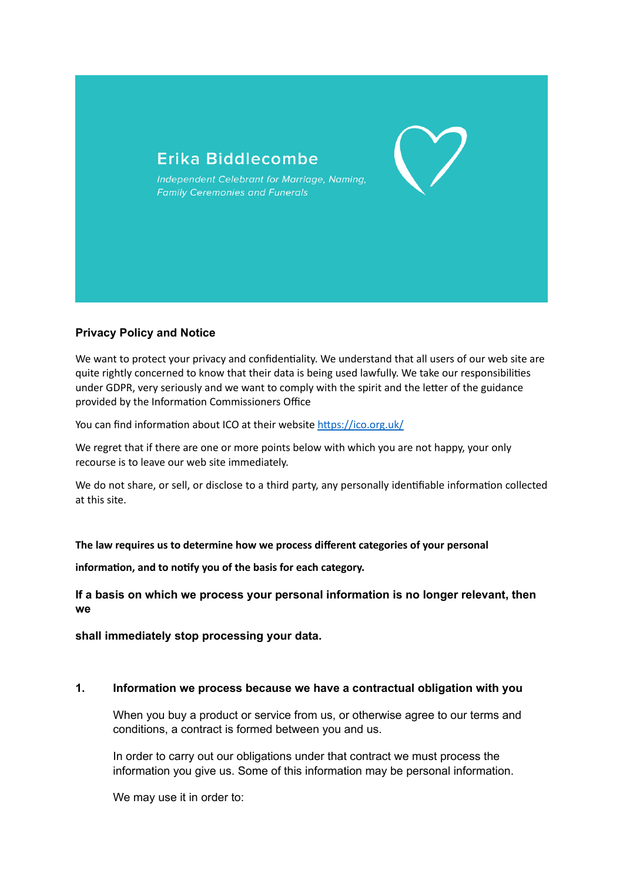# Erika Biddlecombe

*Independent Celebrant for Marriage, Naming, Family Ceremonies and Funerals*

## Privacy Policy and Notice

We want to protect your privacy and confidentiality. We understand that all users of our web site are quite rightly concerned to know that their data is being used lawfully. We take our responsibilities under GDPR, very seriously and we want to comply with the spirit and the letter of the guidance provided by the Information Commissioners Office

You can find information about ICO at their website https://ico.org.uk/

We regret that if there are one or more points below with which you are not happy, your only recourse is to leave our web site immediately.

We do not share, or sell, or disclose to a third party, any personally identifiable information collected at this site.

**The law requires us to determine how we process different categories of your personal information, and to notify you of the basis for each category.**

**If a basis on which we process your personal information is no longer relevant, then we shall immediately stop processing your data.**

### 1. Information we process because we have a contractual obligation with you

When you buy a product or service from us, or otherwise agree to our terms and conditions, a contract is formed between you and us.

In order to carry out our obligations under that contract we must process the information you give us. Some of this information may be personal information.

We may use it in order to: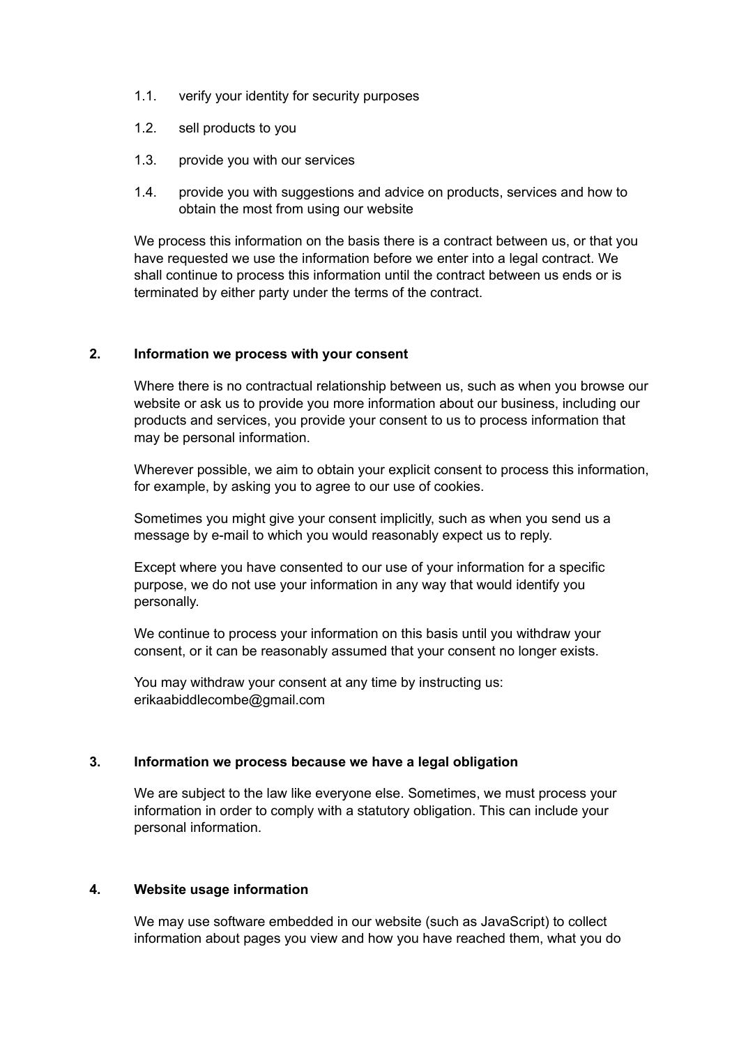1.1. verify your identity for security purposes

1.2. sell products to you

1.3. provide you with our services

1.4. provide you with suggestions and advice on products, services and how to obtain the most from using our website

We process this information on the basis there is a contract between us, or that you have requested we use the information before we enter into a legal contract. We shall continue to process this information until the contract between us ends or is terminated by either party under the terms of the contract.

**2. Information we process with your consent**

Where there is no contractual relationship between us, such as when you browse our website or ask us to provide you more information about our business, including our products and services, you provide your consent to us to process information that may be personal information.

Wherever possible, we aim to obtain your explicit consent to process this information, for example, by asking you to agree to our use of cookies.

Sometimes you might give your consent implicitly, such as when you send us a message by e-mail to which you would reasonably expect us to reply.

Except where you have consented to our use of your information for a specific purpose, we do not use your information in any way that would identify you personally.

We continue to process your information on this basis until you withdraw your consent, or it can be reasonably assumed that your consent no longer exists.

You may withdraw your consent at any time by instructing us: erikaabiddlecombe@gmail.com

**3. Information we process because we have a legal obligation**

We are subject to the law like everyone else. Sometimes, we must process your information in order to comply with a statutory obligation. This can include your personal information.

**4. Website usage information**

We may use software embedded in our website (such as JavaScript) to collect information about pages you view and how you have reached them, what you do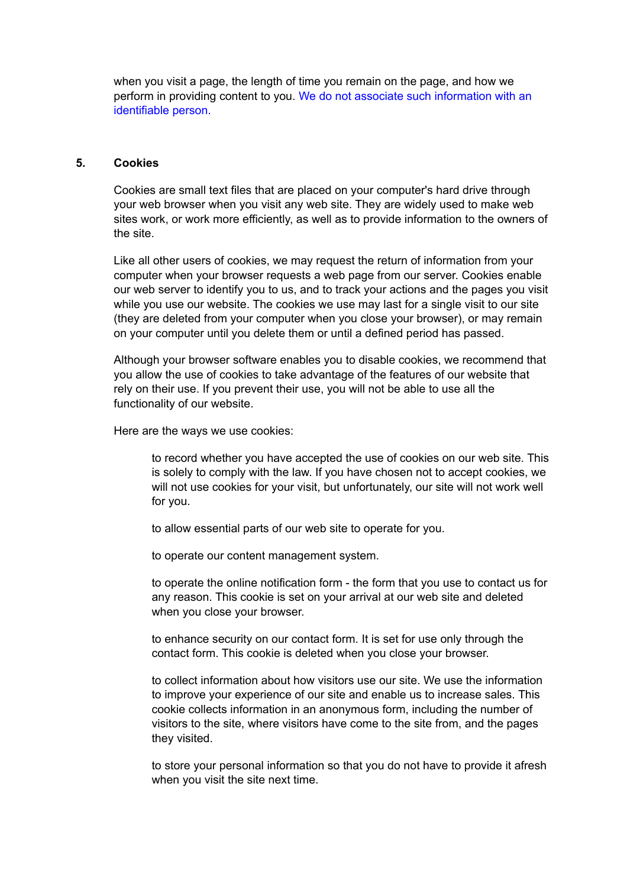when you visit a page, the length of time you remain on the page, and how we perform in providing content to you. We do not associate such information with an identifiable person.

## 5. Cookies

Cookies are small text files that are placed on your computer's hard drive through your web browser when you visit any web site. They are widely used to make web sites work, or work more efficiently, as well as to provide information to the owners of the site.

Like all other users of cookies, we may request the return of information from your computer when your browser requests a web page from our server. Cookies enable our web server to identify you to us, and to track your actions and the pages you visit while you use our website. The cookies we use may last for a single visit to our site (they are deleted from your computer when you close your browser), or may remain on your computer until you delete them or until a defined period has passed.

Although your browser software enables you to disable cookies, we recommend that you allow the use of cookies to take advantage of the features of our website that rely on their use. If you prevent their use, you will not be able to use all the functionality of our website.

Here are the ways we use cookies:

> to record whether you have accepted the use of cookies on our web site. This is solely to comply with the law. If you have chosen not to accept cookies, we will not use cookies for your visit, but unfortunately, our site will not work well for you.
>
> to allow essential parts of our web site to operate for you.
>
> to operate our content management system.
>
> to operate the online notification form - the form that you use to contact us for any reason. This cookie is set on your arrival at our web site and deleted when you close your browser.
>
> to enhance security on our contact form. It is set for use only through the contact form. This cookie is deleted when you close your browser.
>
> to collect information about how visitors use our site. We use the information to improve your experience of our site and enable us to increase sales. This cookie collects information in an anonymous form, including the number of visitors to the site, where visitors have come to the site from, and the pages they visited.
>
> to store your personal information so that you do not have to provide it afresh when you visit the site next time.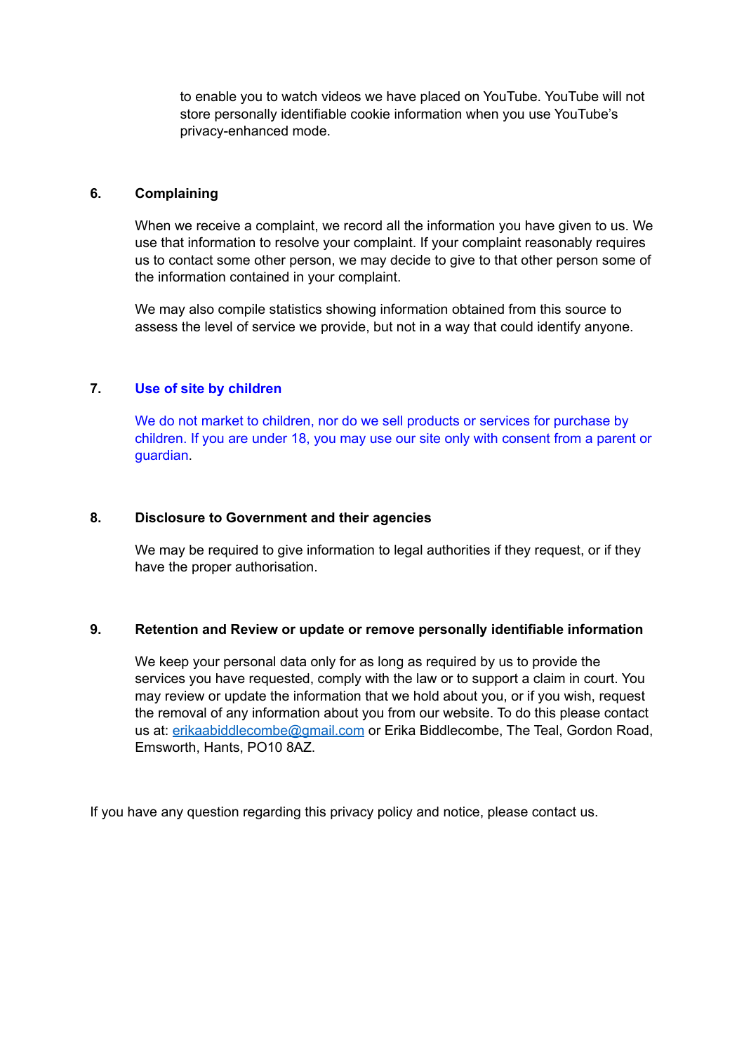to enable you to watch videos we have placed on YouTube. YouTube will not store personally identifiable cookie information when you use YouTube's privacy-enhanced mode.

## 6. Complaining

When we receive a complaint, we record all the information you have given to us. We use that information to resolve your complaint. If your complaint reasonably requires us to contact some other person, we may decide to give to that other person some of the information contained in your complaint.

We may also compile statistics showing information obtained from this source to assess the level of service we provide, but not in a way that could identify anyone.

## 7. Use of site by children

We do not market to children, nor do we sell products or services for purchase by children. If you are under 18, you may use our site only with consent from a parent or guardian.

## 8. Disclosure to Government and their agencies

We may be required to give information to legal authorities if they request, or if they have the proper authorisation.

## 9. Retention and Review or update or remove personally identifiable information

We keep your personal data only for as long as required by us to provide the services you have requested, comply with the law or to support a claim in court. You may review or update the information that we hold about you, or if you wish, request the removal of any information about you from our website. To do this please contact us at: erikaabiddlecombe@gmail.com or Erika Biddlecombe, The Teal, Gordon Road, Emsworth, Hants, PO10 8AZ.

If you have any question regarding this privacy policy and notice, please contact us.